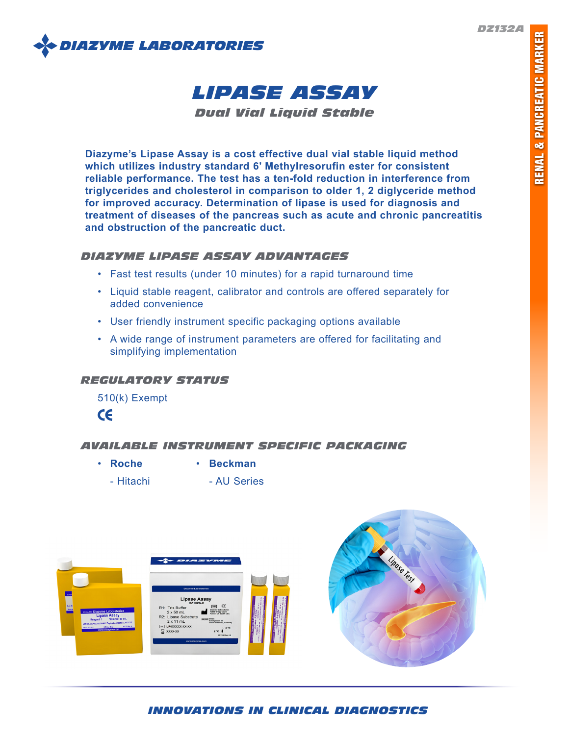DIAZYME LABORATORIES

DZ132A

RENAL & PANCREATIC MARKER

# LIPASE ASSAY

## Dual Vial Liquid Stable

**Diazyme's Lipase Assay is a cost effective dual vial stable liquid method which utilizes industry standard 6' Methylresorufin ester for consistent reliable performance. The test has a ten-fold reduction in interference from triglycerides and cholesterol in comparison to older 1, 2 diglyceride method for improved accuracy. Determination of lipase is used for diagnosis and treatment of diseases of the pancreas such as acute and chronic pancreatitis and obstruction of the pancreatic duct.**

### DIAZYME LIPASE ASSAY ADVANTAGES

- Fast test results (under 10 minutes) for a rapid turnaround time
- Liquid stable reagent, calibrator and controls are offered separately for added convenience
- User friendly instrument specific packaging options available
- A wide range of instrument parameters are offered for facilitating and simplifying implementation

### REGULATORY STATUS

510(k) Exempt

CE

### AVAILABLE INSTRUMENT SPECIFIC PACKAGING

- **Roche**
  - Hitachi
- **Beckman**
  - AU Series

INNOVATIONS IN CLINICAL DIAGNOSTICS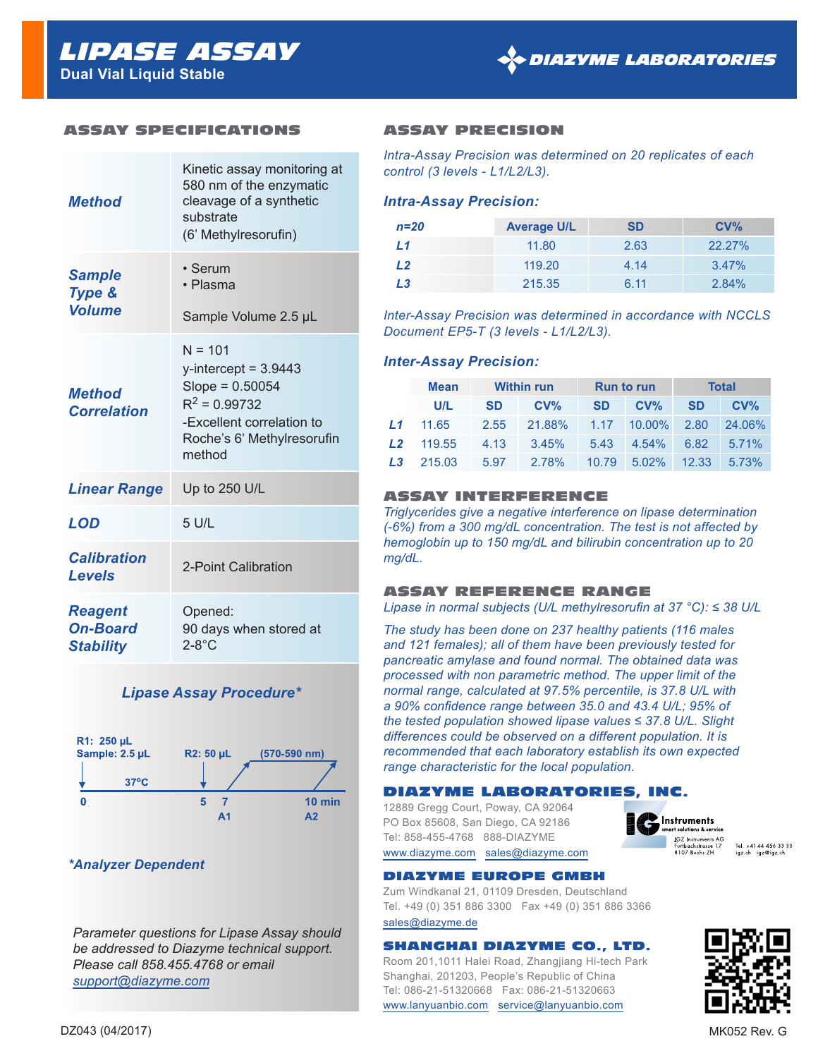# LIPASE ASSAY

**Dual Vial Liquid Stable**

DIAZYME LABORATORIES

## ASSAY SPECIFICATIONS

| | |
|---|---|
| ***Method*** | Kinetic assay monitoring at 580 nm of the enzymatic cleavage of a synthetic substrate (6' Methylresorufin) |
| ***Sample Type & Volume*** | • Serum<br>• Plasma<br><br>Sample Volume 2.5 µL |
| ***Method Correlation*** | N = 101<br>y-intercept = 3.9443<br>Slope = 0.50054<br>$R^2$ = 0.99732<br>-Excellent correlation to Roche's 6' Methylresorufin method |
| ***Linear Range*** | Up to 250 U/L |
| ***LOD*** | 5 U/L |
| ***Calibration Levels*** | 2-Point Calibration |
| ***Reagent On-Board Stability*** | Opened:<br>90 days when stored at 2-8°C |

### *Lipase Assay Procedure**

R1: 250 µL
Sample: 2.5 µL
R2: 50 µL
(570-590 nm)
37°C
0
5
7
10 min
A1
A2

****Analyzer Dependent***

*Parameter questions for Lipase Assay should be addressed to Diazyme technical support. Please call 858.455.4768 or email support@diazyme.com*

## ASSAY PRECISION

*Intra-Assay Precision was determined on 20 replicates of each control (3 levels - L1/L2/L3).*

### *Intra-Assay Precision:*

| *n=20* | Average U/L | SD | CV% |
|---|---|---|---|
| *L1* | 11.80 | 2.63 | 22.27% |
| *L2* | 119.20 | 4.14 | 3.47% |
| *L3* | 215.35 | 6.11 | 2.84% |

*Inter-Assay Precision was determined in accordance with NCCLS Document EP5-T (3 levels - L1/L2/L3).*

### *Inter-Assay Precision:*

| | Mean | Within run | | Run to run | | Total | |
|---|---|---|---|---|---|---|---|
| | U/L | SD | CV% | SD | CV% | SD | CV% |
| *L1* | 11.65 | 2.55 | 21.88% | 1.17 | 10.00% | 2.80 | 24.06% |
| *L2* | 119.55 | 4.13 | 3.45% | 5.43 | 4.54% | 6.82 | 5.71% |
| *L3* | 215.03 | 5.97 | 2.78% | 10.79 | 5.02% | 12.33 | 5.73% |

## ASSAY INTERFERENCE

*Triglycerides give a negative interference on lipase determination (-6%) from a 300 mg/dL concentration. The test is not affected by hemoglobin up to 150 mg/dL and bilirubin concentration up to 20 mg/dL.*

## ASSAY REFERENCE RANGE

*Lipase in normal subjects (U/L methylresorufin at 37 °C): ≤ 38 U/L*

*The study has been done on 237 healthy patients (116 males and 121 females); all of them have been previously tested for pancreatic amylase and found normal. The obtained data was processed with non parametric method. The upper limit of the normal range, calculated at 97.5% percentile, is 37.8 U/L with a 90% confidence range between 35.0 and 43.4 U/L; 95% of the tested population showed lipase values ≤ 37.8 U/L. Slight differences could be observed on a different population. It is recommended that each laboratory establish its own expected range characteristic for the local population.*

## DIAZYME LABORATORIES, INC.

12889 Gregg Court, Poway, CA 92064
PO Box 85608, San Diego, CA 92186
Tel: 858-455-4768 888-DIAZYME
www.diazyme.com sales@diazyme.com

IGZ Instruments smart solutions & service
IGZ Instruments AG
Furtbachstrasse 17
8107 Buchs ZH
Tel. +41 44 456 33 33
igz.ch igz@igz.ch

## DIAZYME EUROPE GMBH

Zum Windkanal 21, 01109 Dresden, Deutschland
Tel. +49 (0) 351 886 3300 Fax +49 (0) 351 886 3366
sales@diazyme.de

## SHANGHAI DIAZYME CO., LTD.

Room 201,1011 Halei Road, Zhangjiang Hi-tech Park
Shanghai, 201203, People's Republic of China
Tel: 086-21-51320668 Fax: 086-21-51320663
www.lanyuanbio.com service@lanyuanbio.com

DZ043 (04/2017)

MK052 Rev. G